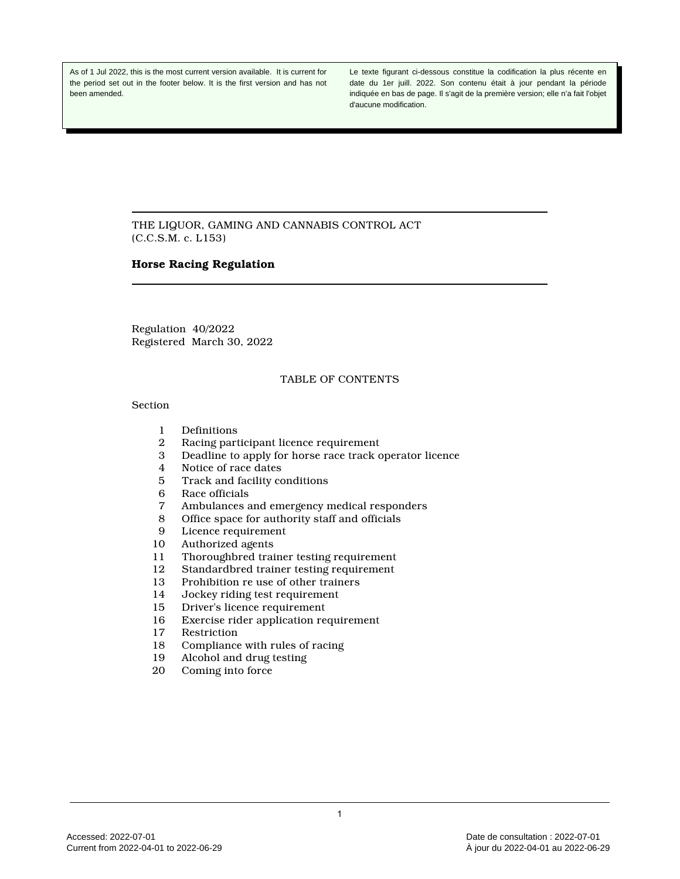As of 1 Jul 2022, this is the most current version available. It is current for the period set out in the footer below. It is the first version and has not been amended.

Le texte figurant ci-dessous constitue la codification la plus récente en date du 1er juill. 2022. Son contenu était à jour pendant la période indiquée en bas de page. Il s'agit de la première version; elle n'a fait l'objet d'aucune modification.

THE LIQUOR, GAMING AND CANNABIS CONTROL ACT
(C.C.S.M. c. L153)

# Horse Racing Regulation

Regulation 40/2022
Registered March 30, 2022

## TABLE OF CONTENTS

Section

1 Definitions
2 Racing participant licence requirement
3 Deadline to apply for horse race track operator licence
4 Notice of race dates
5 Track and facility conditions
6 Race officials
7 Ambulances and emergency medical responders
8 Office space for authority staff and officials
9 Licence requirement
10 Authorized agents
11 Thoroughbred trainer testing requirement
12 Standardbred trainer testing requirement
13 Prohibition re use of other trainers
14 Jockey riding test requirement
15 Driver's licence requirement
16 Exercise rider application requirement
17 Restriction
18 Compliance with rules of racing
19 Alcohol and drug testing
20 Coming into force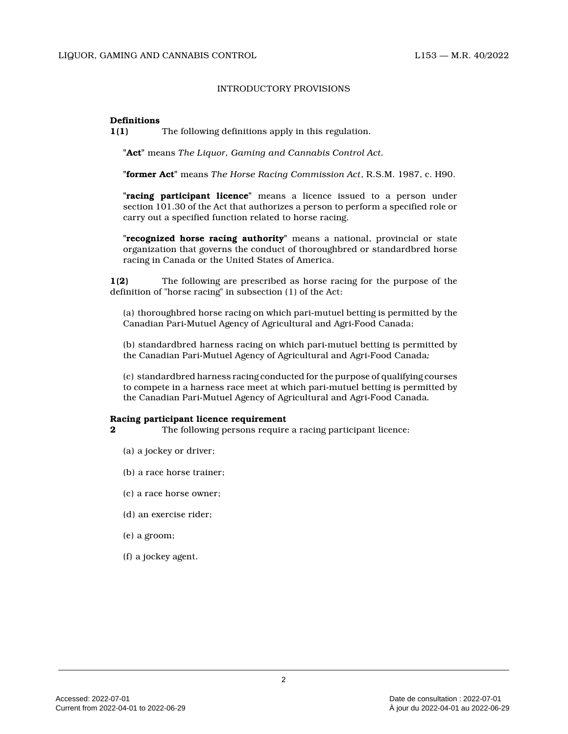## INTRODUCTORY PROVISIONS

**Definitions**

**1(1)** The following definitions apply in this regulation.

"**Act**" means *The Liquor, Gaming and Cannabis Control Act.*

"**former Act**" means *The Horse Racing Commission Act*, R.S.M. 1987, c. H90.

"**racing participant licence**" means a licence issued to a person under section 101.30 of the Act that authorizes a person to perform a specified role or carry out a specified function related to horse racing.

"**recognized horse racing authority**" means a national, provincial or state organization that governs the conduct of thoroughbred or standardbred horse racing in Canada or the United States of America.

**1(2)** The following are prescribed as horse racing for the purpose of the definition of "horse racing" in subsection (1) of the Act:

(a) thoroughbred horse racing on which pari-mutuel betting is permitted by the Canadian Pari-Mutuel Agency of Agricultural and Agri-Food Canada;

(b) standardbred harness racing on which pari-mutuel betting is permitted by the Canadian Pari-Mutuel Agency of Agricultural and Agri-Food Canada;

(c) standardbred harness racing conducted for the purpose of qualifying courses to compete in a harness race meet at which pari-mutuel betting is permitted by the Canadian Pari-Mutuel Agency of Agricultural and Agri-Food Canada.

**Racing participant licence requirement**

**2** The following persons require a racing participant licence:

(a) a jockey or driver;

(b) a race horse trainer;

(c) a race horse owner;

(d) an exercise rider;

(e) a groom;

(f) a jockey agent.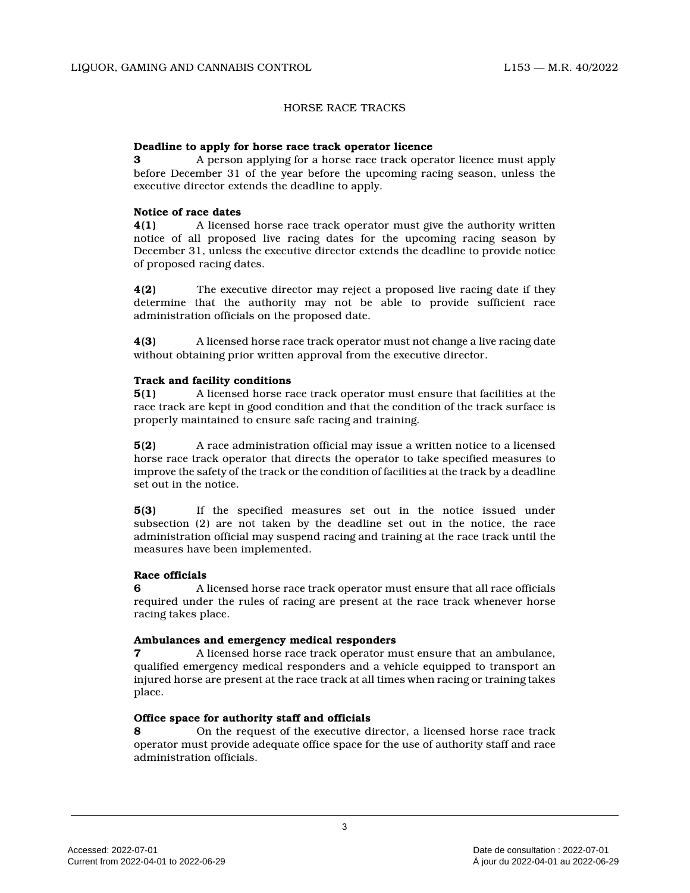## HORSE RACE TRACKS

**Deadline to apply for horse race track operator licence**

**3** A person applying for a horse race track operator licence must apply before December 31 of the year before the upcoming racing season, unless the executive director extends the deadline to apply.

**Notice of race dates**

**4(1)** A licensed horse race track operator must give the authority written notice of all proposed live racing dates for the upcoming racing season by December 31, unless the executive director extends the deadline to provide notice of proposed racing dates.

**4(2)** The executive director may reject a proposed live racing date if they determine that the authority may not be able to provide sufficient race administration officials on the proposed date.

**4(3)** A licensed horse race track operator must not change a live racing date without obtaining prior written approval from the executive director.

**Track and facility conditions**

**5(1)** A licensed horse race track operator must ensure that facilities at the race track are kept in good condition and that the condition of the track surface is properly maintained to ensure safe racing and training.

**5(2)** A race administration official may issue a written notice to a licensed horse race track operator that directs the operator to take specified measures to improve the safety of the track or the condition of facilities at the track by a deadline set out in the notice.

**5(3)** If the specified measures set out in the notice issued under subsection (2) are not taken by the deadline set out in the notice, the race administration official may suspend racing and training at the race track until the measures have been implemented.

**Race officials**

**6** A licensed horse race track operator must ensure that all race officials required under the rules of racing are present at the race track whenever horse racing takes place.

**Ambulances and emergency medical responders**

**7** A licensed horse race track operator must ensure that an ambulance, qualified emergency medical responders and a vehicle equipped to transport an injured horse are present at the race track at all times when racing or training takes place.

**Office space for authority staff and officials**

**8** On the request of the executive director, a licensed horse race track operator must provide adequate office space for the use of authority staff and race administration officials.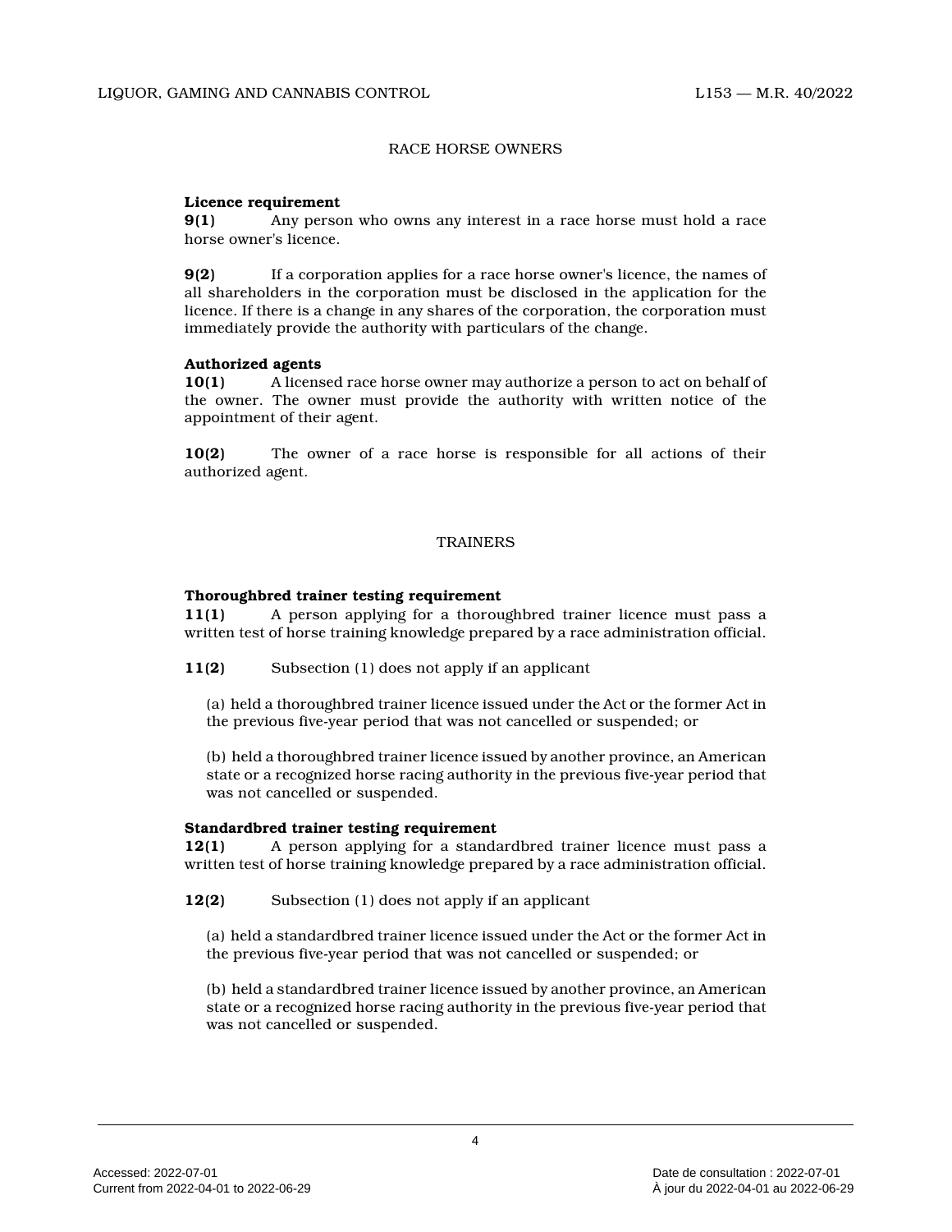## RACE HORSE OWNERS

**Licence requirement**

**9(1)** Any person who owns any interest in a race horse must hold a race horse owner's licence.

**9(2)** If a corporation applies for a race horse owner's licence, the names of all shareholders in the corporation must be disclosed in the application for the licence. If there is a change in any shares of the corporation, the corporation must immediately provide the authority with particulars of the change.

**Authorized agents**

**10(1)** A licensed race horse owner may authorize a person to act on behalf of the owner. The owner must provide the authority with written notice of the appointment of their agent.

**10(2)** The owner of a race horse is responsible for all actions of their authorized agent.

## TRAINERS

**Thoroughbred trainer testing requirement**

**11(1)** A person applying for a thoroughbred trainer licence must pass a written test of horse training knowledge prepared by a race administration official.

**11(2)** Subsection (1) does not apply if an applicant

(a) held a thoroughbred trainer licence issued under the Act or the former Act in the previous five-year period that was not cancelled or suspended; or

(b) held a thoroughbred trainer licence issued by another province, an American state or a recognized horse racing authority in the previous five-year period that was not cancelled or suspended.

**Standardbred trainer testing requirement**

**12(1)** A person applying for a standardbred trainer licence must pass a written test of horse training knowledge prepared by a race administration official.

**12(2)** Subsection (1) does not apply if an applicant

(a) held a standardbred trainer licence issued under the Act or the former Act in the previous five-year period that was not cancelled or suspended; or

(b) held a standardbred trainer licence issued by another province, an American state or a recognized horse racing authority in the previous five-year period that was not cancelled or suspended.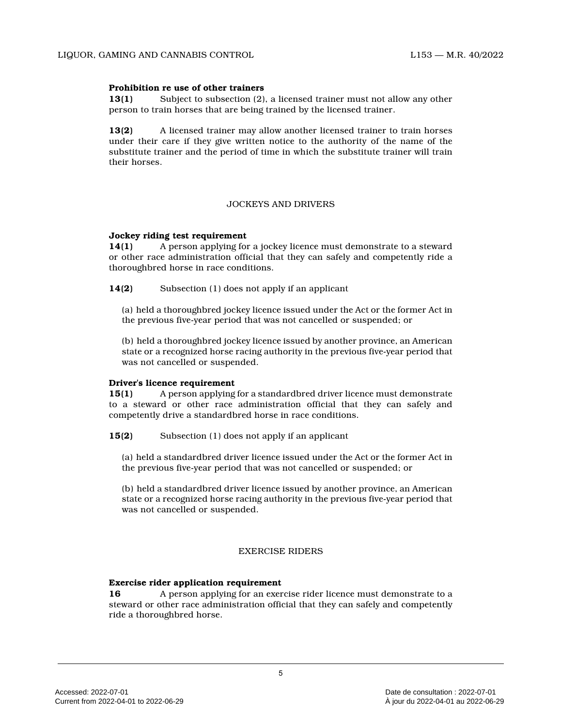**Prohibition re use of other trainers**

**13(1)** Subject to subsection (2), a licensed trainer must not allow any other person to train horses that are being trained by the licensed trainer.

**13(2)** A licensed trainer may allow another licensed trainer to train horses under their care if they give written notice to the authority of the name of the substitute trainer and the period of time in which the substitute trainer will train their horses.

## JOCKEYS AND DRIVERS

**Jockey riding test requirement**

**14(1)** A person applying for a jockey licence must demonstrate to a steward or other race administration official that they can safely and competently ride a thoroughbred horse in race conditions.

**14(2)** Subsection (1) does not apply if an applicant

(a) held a thoroughbred jockey licence issued under the Act or the former Act in the previous five-year period that was not cancelled or suspended; or

(b) held a thoroughbred jockey licence issued by another province, an American state or a recognized horse racing authority in the previous five-year period that was not cancelled or suspended.

**Driver's licence requirement**

**15(1)** A person applying for a standardbred driver licence must demonstrate to a steward or other race administration official that they can safely and competently drive a standardbred horse in race conditions.

**15(2)** Subsection (1) does not apply if an applicant

(a) held a standardbred driver licence issued under the Act or the former Act in the previous five-year period that was not cancelled or suspended; or

(b) held a standardbred driver licence issued by another province, an American state or a recognized horse racing authority in the previous five-year period that was not cancelled or suspended.

## EXERCISE RIDERS

**Exercise rider application requirement**

**16** A person applying for an exercise rider licence must demonstrate to a steward or other race administration official that they can safely and competently ride a thoroughbred horse.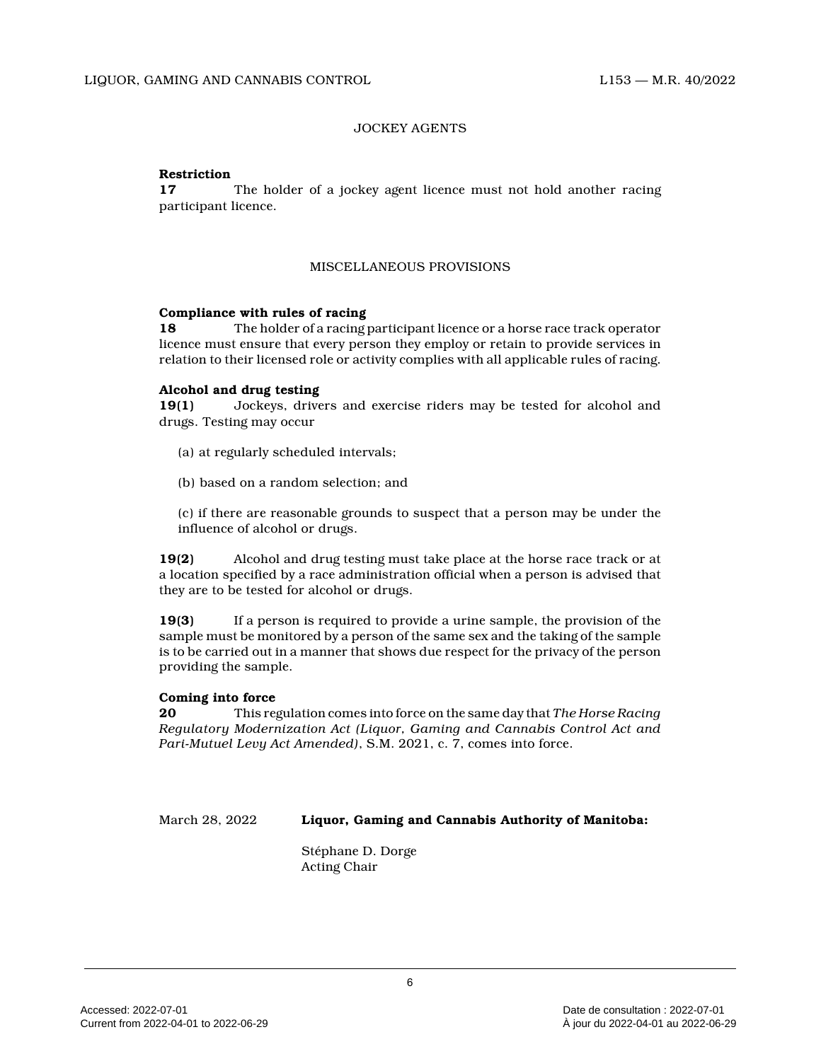## JOCKEY AGENTS

**Restriction**
**17** The holder of a jockey agent licence must not hold another racing participant licence.

## MISCELLANEOUS PROVISIONS

**Compliance with rules of racing**
**18** The holder of a racing participant licence or a horse race track operator licence must ensure that every person they employ or retain to provide services in relation to their licensed role or activity complies with all applicable rules of racing.

**Alcohol and drug testing**
**19(1)** Jockeys, drivers and exercise riders may be tested for alcohol and drugs. Testing may occur

(a) at regularly scheduled intervals;

(b) based on a random selection; and

(c) if there are reasonable grounds to suspect that a person may be under the influence of alcohol or drugs.

**19(2)** Alcohol and drug testing must take place at the horse race track or at a location specified by a race administration official when a person is advised that they are to be tested for alcohol or drugs.

**19(3)** If a person is required to provide a urine sample, the provision of the sample must be monitored by a person of the same sex and the taking of the sample is to be carried out in a manner that shows due respect for the privacy of the person providing the sample.

**Coming into force**
**20** This regulation comes into force on the same day that *The Horse Racing Regulatory Modernization Act (Liquor, Gaming and Cannabis Control Act and Pari-Mutuel Levy Act Amended)*, S.M. 2021, c. 7, comes into force.

March 28, 2022 **Liquor, Gaming and Cannabis Authority of Manitoba:**

Stéphane D. Dorge
Acting Chair